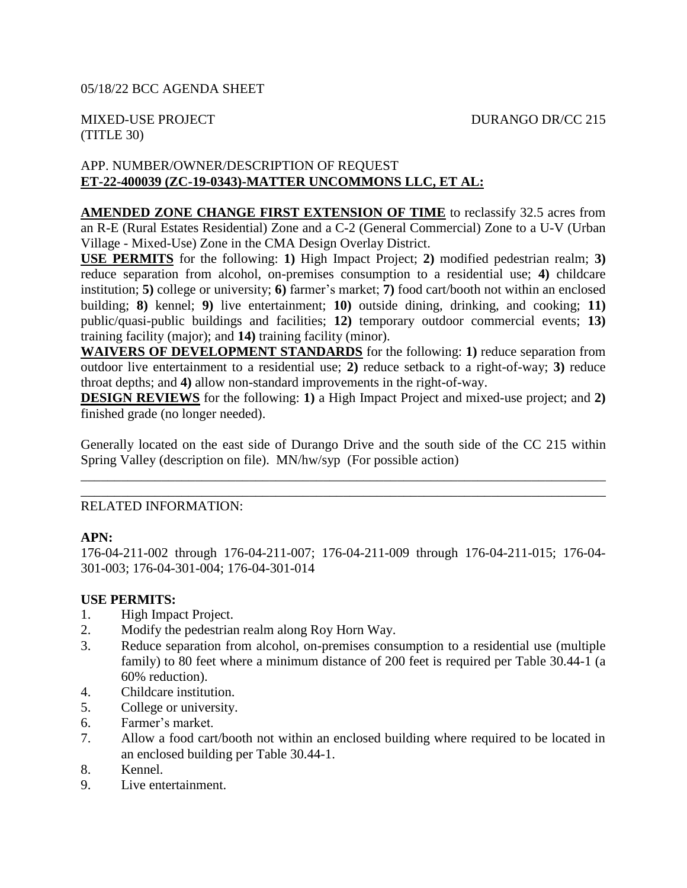05/18/22 BCC AGENDA SHEET

MIXED-USE PROJECT DURANGO DR/CC 215
(TITLE 30)

APP. NUMBER/OWNER/DESCRIPTION OF REQUEST
**ET-22-400039 (ZC-19-0343)-MATTER UNCOMMONS LLC, ET AL:**

**AMENDED ZONE CHANGE FIRST EXTENSION OF TIME** to reclassify 32.5 acres from an R-E (Rural Estates Residential) Zone and a C-2 (General Commercial) Zone to a U-V (Urban Village - Mixed-Use) Zone in the CMA Design Overlay District.
**USE PERMITS** for the following: **1)** High Impact Project; **2)** modified pedestrian realm; **3)** reduce separation from alcohol, on-premises consumption to a residential use; **4)** childcare institution; **5)** college or university; **6)** farmer's market; **7)** food cart/booth not within an enclosed building; **8)** kennel; **9)** live entertainment; **10)** outside dining, drinking, and cooking; **11)** public/quasi-public buildings and facilities; **12)** temporary outdoor commercial events; **13)** training facility (major); and **14)** training facility (minor).
**WAIVERS OF DEVELOPMENT STANDARDS** for the following: **1)** reduce separation from outdoor live entertainment to a residential use; **2)** reduce setback to a right-of-way; **3)** reduce throat depths; and **4)** allow non-standard improvements in the right-of-way.
**DESIGN REVIEWS** for the following: **1)** a High Impact Project and mixed-use project; and **2)** finished grade (no longer needed).

Generally located on the east side of Durango Drive and the south side of the CC 215 within Spring Valley (description on file). MN/hw/syp (For possible action)

---

RELATED INFORMATION:

**APN:**
176-04-211-002 through 176-04-211-007; 176-04-211-009 through 176-04-211-015; 176-04-301-003; 176-04-301-004; 176-04-301-014

**USE PERMITS:**
1. High Impact Project.
2. Modify the pedestrian realm along Roy Horn Way.
3. Reduce separation from alcohol, on-premises consumption to a residential use (multiple family) to 80 feet where a minimum distance of 200 feet is required per Table 30.44-1 (a 60% reduction).
4. Childcare institution.
5. College or university.
6. Farmer's market.
7. Allow a food cart/booth not within an enclosed building where required to be located in an enclosed building per Table 30.44-1.
8. Kennel.
9. Live entertainment.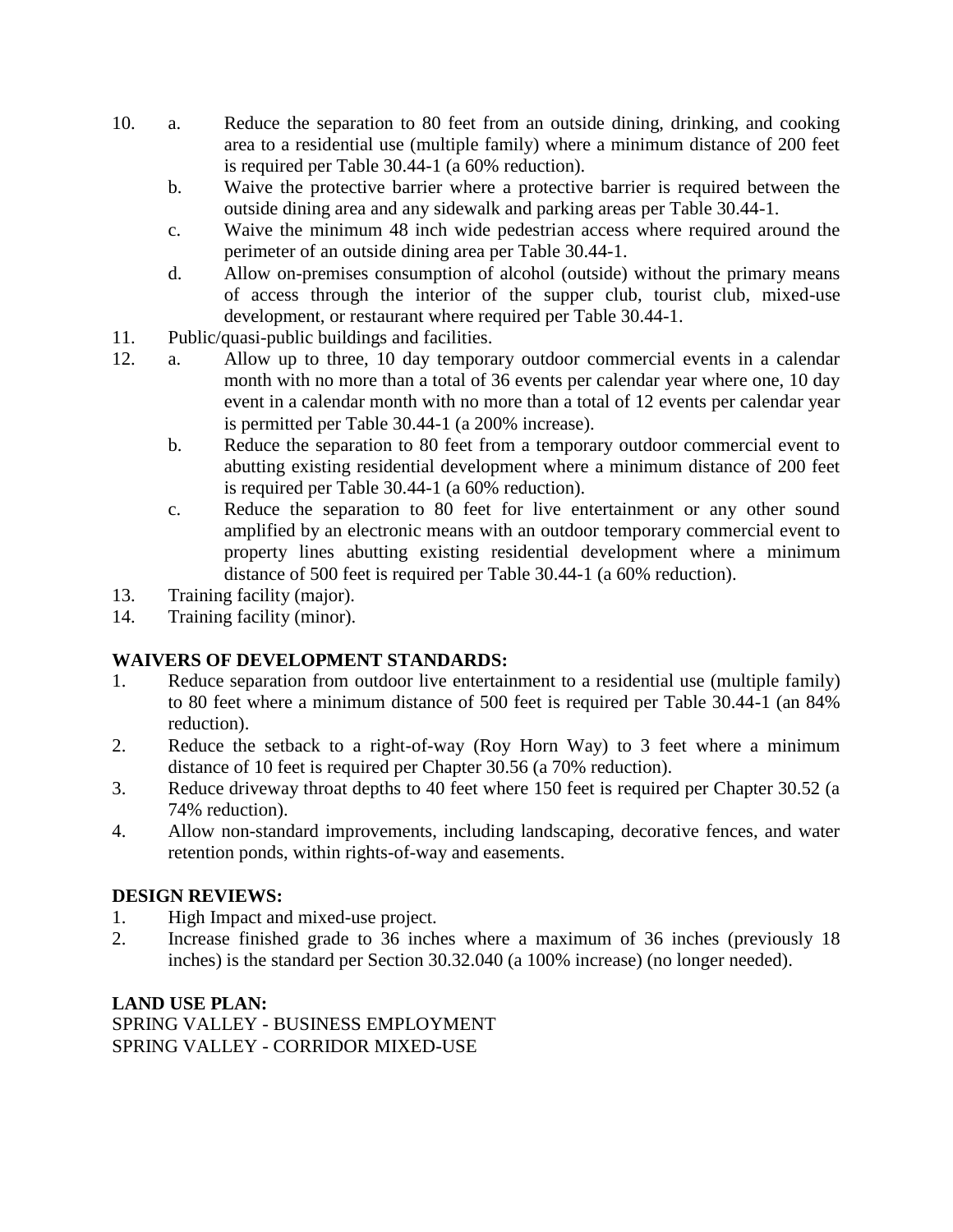10. a. Reduce the separation to 80 feet from an outside dining, drinking, and cooking area to a residential use (multiple family) where a minimum distance of 200 feet is required per Table 30.44-1 (a 60% reduction).
    b. Waive the protective barrier where a protective barrier is required between the outside dining area and any sidewalk and parking areas per Table 30.44-1.
    c. Waive the minimum 48 inch wide pedestrian access where required around the perimeter of an outside dining area per Table 30.44-1.
    d. Allow on-premises consumption of alcohol (outside) without the primary means of access through the interior of the supper club, tourist club, mixed-use development, or restaurant where required per Table 30.44-1.
11. Public/quasi-public buildings and facilities.
12. a. Allow up to three, 10 day temporary outdoor commercial events in a calendar month with no more than a total of 36 events per calendar year where one, 10 day event in a calendar month with no more than a total of 12 events per calendar year is permitted per Table 30.44-1 (a 200% increase).
    b. Reduce the separation to 80 feet from a temporary outdoor commercial event to abutting existing residential development where a minimum distance of 200 feet is required per Table 30.44-1 (a 60% reduction).
    c. Reduce the separation to 80 feet for live entertainment or any other sound amplified by an electronic means with an outdoor temporary commercial event to property lines abutting existing residential development where a minimum distance of 500 feet is required per Table 30.44-1 (a 60% reduction).
13. Training facility (major).
14. Training facility (minor).

**WAIVERS OF DEVELOPMENT STANDARDS:**

1. Reduce separation from outdoor live entertainment to a residential use (multiple family) to 80 feet where a minimum distance of 500 feet is required per Table 30.44-1 (an 84% reduction).
2. Reduce the setback to a right-of-way (Roy Horn Way) to 3 feet where a minimum distance of 10 feet is required per Chapter 30.56 (a 70% reduction).
3. Reduce driveway throat depths to 40 feet where 150 feet is required per Chapter 30.52 (a 74% reduction).
4. Allow non-standard improvements, including landscaping, decorative fences, and water retention ponds, within rights-of-way and easements.

**DESIGN REVIEWS:**

1. High Impact and mixed-use project.
2. Increase finished grade to 36 inches where a maximum of 36 inches (previously 18 inches) is the standard per Section 30.32.040 (a 100% increase) (no longer needed).

**LAND USE PLAN:**

SPRING VALLEY - BUSINESS EMPLOYMENT
SPRING VALLEY - CORRIDOR MIXED-USE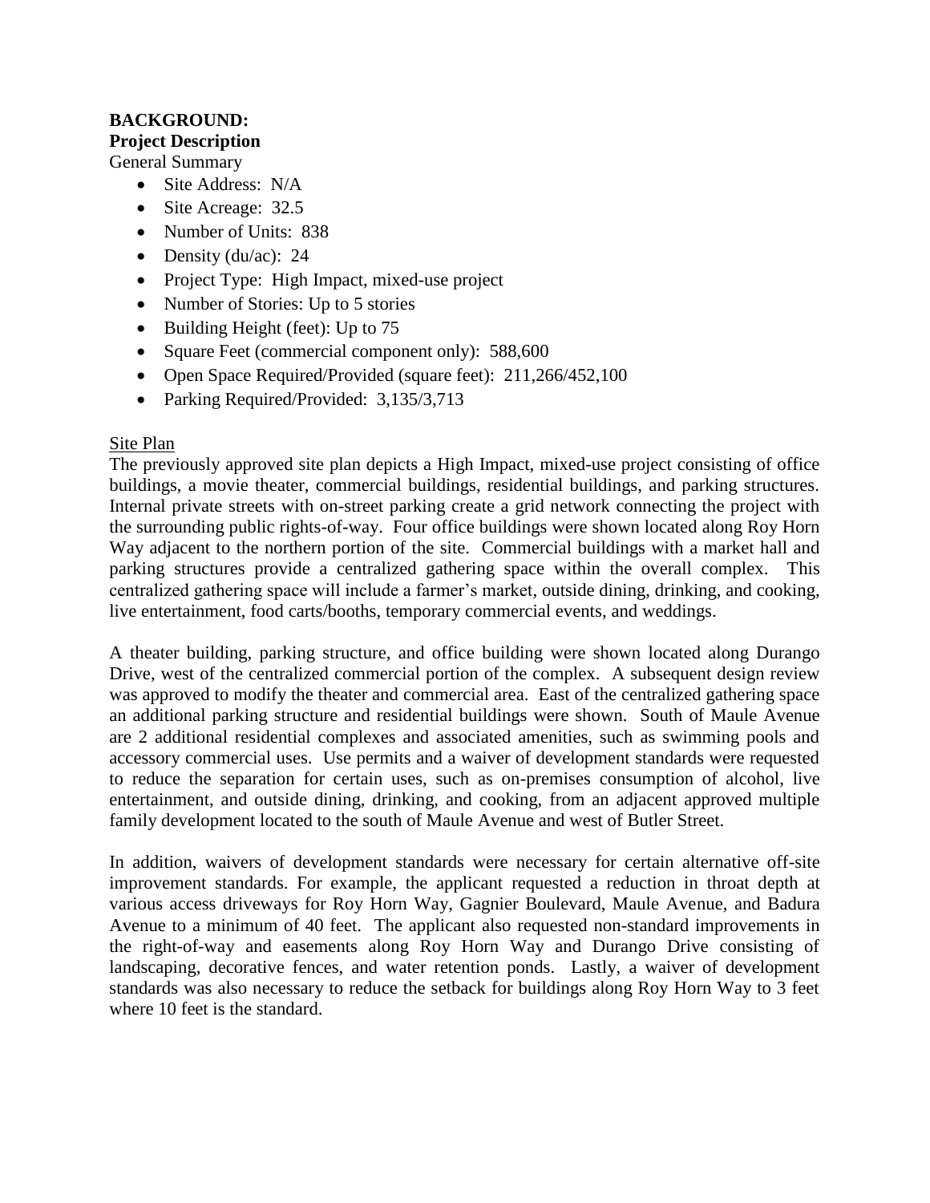**BACKGROUND:**
**Project Description**
General Summary

- Site Address: N/A
- Site Acreage: 32.5
- Number of Units: 838
- Density (du/ac): 24
- Project Type: High Impact, mixed-use project
- Number of Stories: Up to 5 stories
- Building Height (feet): Up to 75
- Square Feet (commercial component only): 588,600
- Open Space Required/Provided (square feet): 211,266/452,100
- Parking Required/Provided: 3,135/3,713

<u>Site Plan</u>

The previously approved site plan depicts a High Impact, mixed-use project consisting of office buildings, a movie theater, commercial buildings, residential buildings, and parking structures. Internal private streets with on-street parking create a grid network connecting the project with the surrounding public rights-of-way. Four office buildings were shown located along Roy Horn Way adjacent to the northern portion of the site. Commercial buildings with a market hall and parking structures provide a centralized gathering space within the overall complex. This centralized gathering space will include a farmer's market, outside dining, drinking, and cooking, live entertainment, food carts/booths, temporary commercial events, and weddings.

A theater building, parking structure, and office building were shown located along Durango Drive, west of the centralized commercial portion of the complex. A subsequent design review was approved to modify the theater and commercial area. East of the centralized gathering space an additional parking structure and residential buildings were shown. South of Maule Avenue are 2 additional residential complexes and associated amenities, such as swimming pools and accessory commercial uses. Use permits and a waiver of development standards were requested to reduce the separation for certain uses, such as on-premises consumption of alcohol, live entertainment, and outside dining, drinking, and cooking, from an adjacent approved multiple family development located to the south of Maule Avenue and west of Butler Street.

In addition, waivers of development standards were necessary for certain alternative off-site improvement standards. For example, the applicant requested a reduction in throat depth at various access driveways for Roy Horn Way, Gagnier Boulevard, Maule Avenue, and Badura Avenue to a minimum of 40 feet. The applicant also requested non-standard improvements in the right-of-way and easements along Roy Horn Way and Durango Drive consisting of landscaping, decorative fences, and water retention ponds. Lastly, a waiver of development standards was also necessary to reduce the setback for buildings along Roy Horn Way to 3 feet where 10 feet is the standard.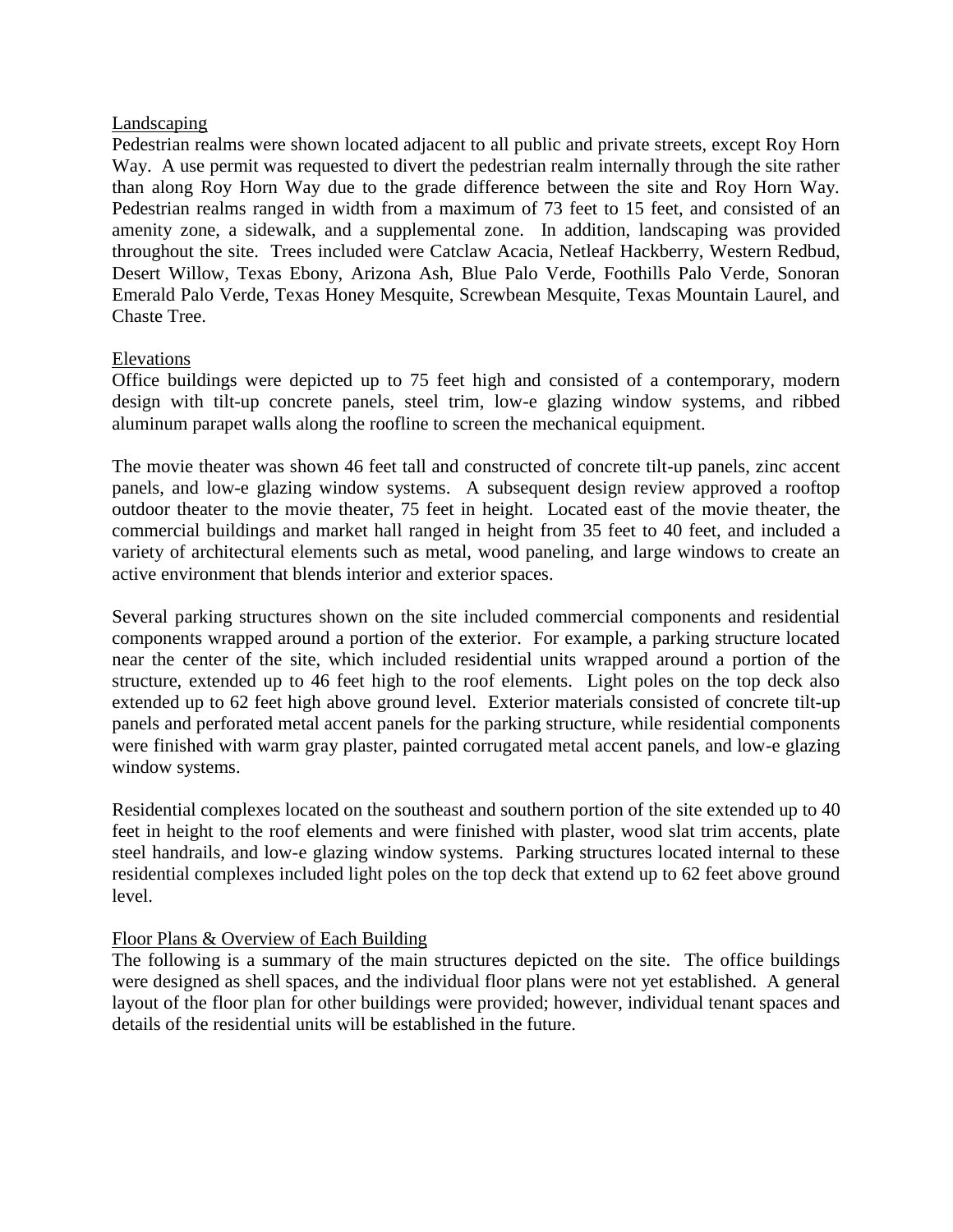<u>Landscaping</u>

Pedestrian realms were shown located adjacent to all public and private streets, except Roy Horn Way. A use permit was requested to divert the pedestrian realm internally through the site rather than along Roy Horn Way due to the grade difference between the site and Roy Horn Way. Pedestrian realms ranged in width from a maximum of 73 feet to 15 feet, and consisted of an amenity zone, a sidewalk, and a supplemental zone. In addition, landscaping was provided throughout the site. Trees included were Catclaw Acacia, Netleaf Hackberry, Western Redbud, Desert Willow, Texas Ebony, Arizona Ash, Blue Palo Verde, Foothills Palo Verde, Sonoran Emerald Palo Verde, Texas Honey Mesquite, Screwbean Mesquite, Texas Mountain Laurel, and Chaste Tree.

<u>Elevations</u>

Office buildings were depicted up to 75 feet high and consisted of a contemporary, modern design with tilt-up concrete panels, steel trim, low-e glazing window systems, and ribbed aluminum parapet walls along the roofline to screen the mechanical equipment.

The movie theater was shown 46 feet tall and constructed of concrete tilt-up panels, zinc accent panels, and low-e glazing window systems. A subsequent design review approved a rooftop outdoor theater to the movie theater, 75 feet in height. Located east of the movie theater, the commercial buildings and market hall ranged in height from 35 feet to 40 feet, and included a variety of architectural elements such as metal, wood paneling, and large windows to create an active environment that blends interior and exterior spaces.

Several parking structures shown on the site included commercial components and residential components wrapped around a portion of the exterior. For example, a parking structure located near the center of the site, which included residential units wrapped around a portion of the structure, extended up to 46 feet high to the roof elements. Light poles on the top deck also extended up to 62 feet high above ground level. Exterior materials consisted of concrete tilt-up panels and perforated metal accent panels for the parking structure, while residential components were finished with warm gray plaster, painted corrugated metal accent panels, and low-e glazing window systems.

Residential complexes located on the southeast and southern portion of the site extended up to 40 feet in height to the roof elements and were finished with plaster, wood slat trim accents, plate steel handrails, and low-e glazing window systems. Parking structures located internal to these residential complexes included light poles on the top deck that extend up to 62 feet above ground level.

<u>Floor Plans & Overview of Each Building</u>

The following is a summary of the main structures depicted on the site. The office buildings were designed as shell spaces, and the individual floor plans were not yet established. A general layout of the floor plan for other buildings were provided; however, individual tenant spaces and details of the residential units will be established in the future.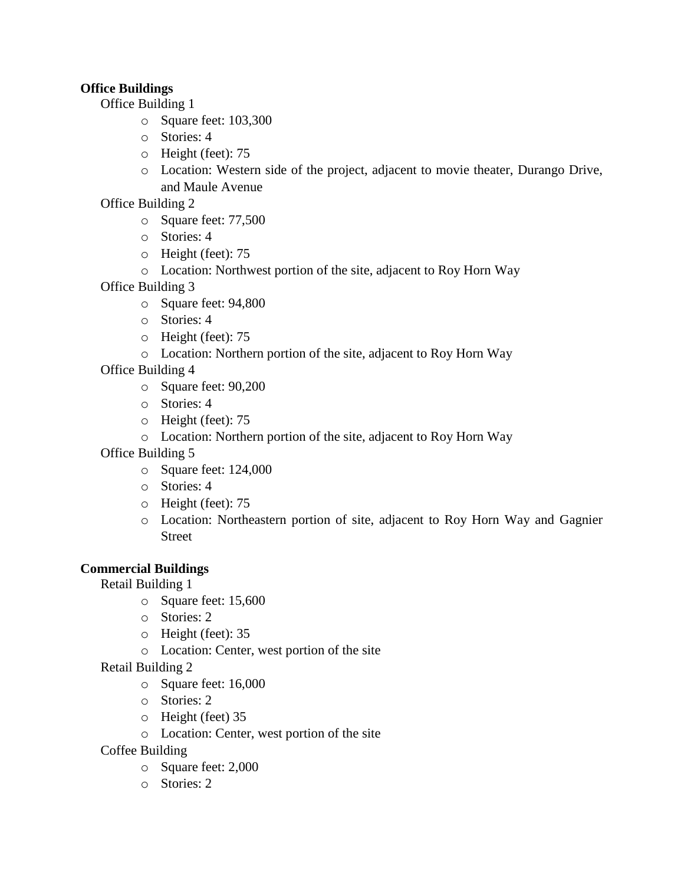**Office Buildings**

Office Building 1

- Square feet: 103,300
- Stories: 4
- Height (feet): 75
- Location: Western side of the project, adjacent to movie theater, Durango Drive, and Maule Avenue

Office Building 2

- Square feet: 77,500
- Stories: 4
- Height (feet): 75
- Location: Northwest portion of the site, adjacent to Roy Horn Way

Office Building 3

- Square feet: 94,800
- Stories: 4
- Height (feet): 75
- Location: Northern portion of the site, adjacent to Roy Horn Way

Office Building 4

- Square feet: 90,200
- Stories: 4
- Height (feet): 75
- Location: Northern portion of the site, adjacent to Roy Horn Way

Office Building 5

- Square feet: 124,000
- Stories: 4
- Height (feet): 75
- Location: Northeastern portion of site, adjacent to Roy Horn Way and Gagnier Street

**Commercial Buildings**

Retail Building 1

- Square feet: 15,600
- Stories: 2
- Height (feet): 35
- Location: Center, west portion of the site

Retail Building 2

- Square feet: 16,000
- Stories: 2
- Height (feet) 35
- Location: Center, west portion of the site

Coffee Building

- Square feet: 2,000
- Stories: 2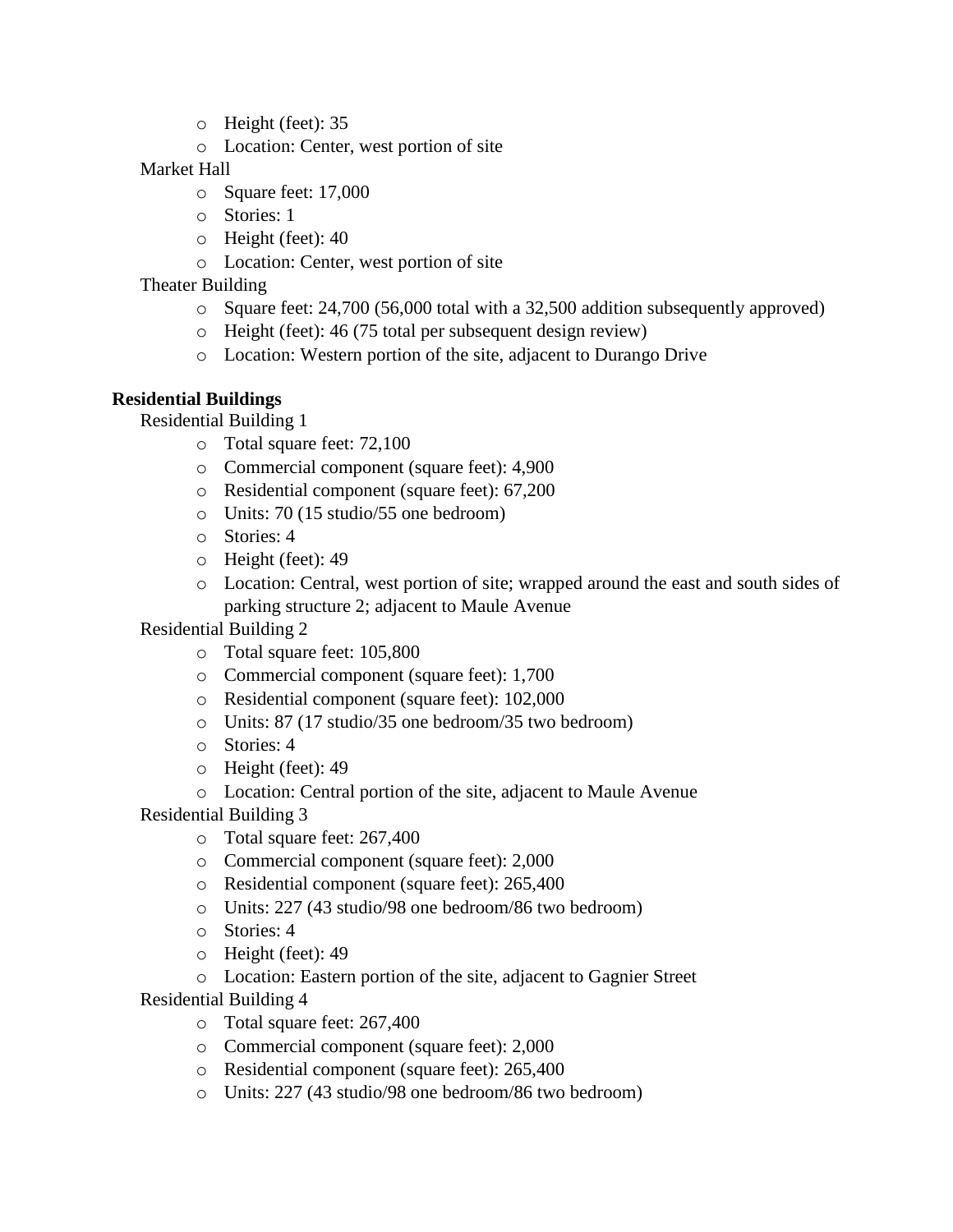- Height (feet): 35
- Location: Center, west portion of site

Market Hall

- Square feet: 17,000
- Stories: 1
- Height (feet): 40
- Location: Center, west portion of site

Theater Building

- Square feet: 24,700 (56,000 total with a 32,500 addition subsequently approved)
- Height (feet): 46 (75 total per subsequent design review)
- Location: Western portion of the site, adjacent to Durango Drive

**Residential Buildings**

Residential Building 1

- Total square feet: 72,100
- Commercial component (square feet): 4,900
- Residential component (square feet): 67,200
- Units: 70 (15 studio/55 one bedroom)
- Stories: 4
- Height (feet): 49
- Location: Central, west portion of site; wrapped around the east and south sides of parking structure 2; adjacent to Maule Avenue

Residential Building 2

- Total square feet: 105,800
- Commercial component (square feet): 1,700
- Residential component (square feet): 102,000
- Units: 87 (17 studio/35 one bedroom/35 two bedroom)
- Stories: 4
- Height (feet): 49
- Location: Central portion of the site, adjacent to Maule Avenue

Residential Building 3

- Total square feet: 267,400
- Commercial component (square feet): 2,000
- Residential component (square feet): 265,400
- Units: 227 (43 studio/98 one bedroom/86 two bedroom)
- Stories: 4
- Height (feet): 49
- Location: Eastern portion of the site, adjacent to Gagnier Street

Residential Building 4

- Total square feet: 267,400
- Commercial component (square feet): 2,000
- Residential component (square feet): 265,400
- Units: 227 (43 studio/98 one bedroom/86 two bedroom)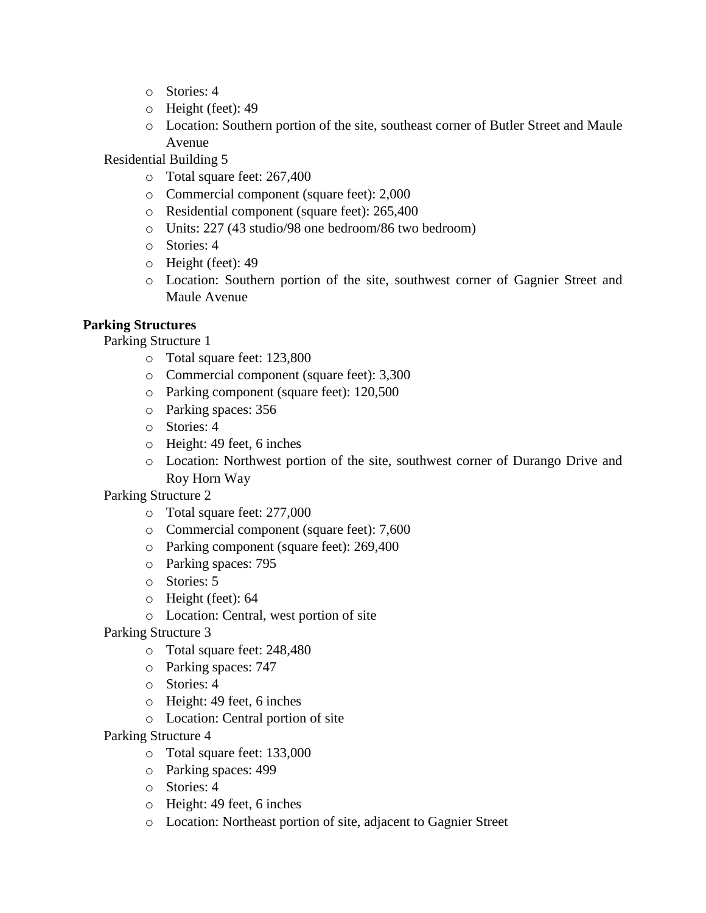- Stories: 4
- Height (feet): 49
- Location: Southern portion of the site, southeast corner of Butler Street and Maule Avenue

Residential Building 5

- Total square feet: 267,400
- Commercial component (square feet): 2,000
- Residential component (square feet): 265,400
- Units: 227 (43 studio/98 one bedroom/86 two bedroom)
- Stories: 4
- Height (feet): 49
- Location: Southern portion of the site, southwest corner of Gagnier Street and Maule Avenue

**Parking Structures**

Parking Structure 1

- Total square feet: 123,800
- Commercial component (square feet): 3,300
- Parking component (square feet): 120,500
- Parking spaces: 356
- Stories: 4
- Height: 49 feet, 6 inches
- Location: Northwest portion of the site, southwest corner of Durango Drive and Roy Horn Way

Parking Structure 2

- Total square feet: 277,000
- Commercial component (square feet): 7,600
- Parking component (square feet): 269,400
- Parking spaces: 795
- Stories: 5
- Height (feet): 64
- Location: Central, west portion of site

Parking Structure 3

- Total square feet: 248,480
- Parking spaces: 747
- Stories: 4
- Height: 49 feet, 6 inches
- Location: Central portion of site

Parking Structure 4

- Total square feet: 133,000
- Parking spaces: 499
- Stories: 4
- Height: 49 feet, 6 inches
- Location: Northeast portion of site, adjacent to Gagnier Street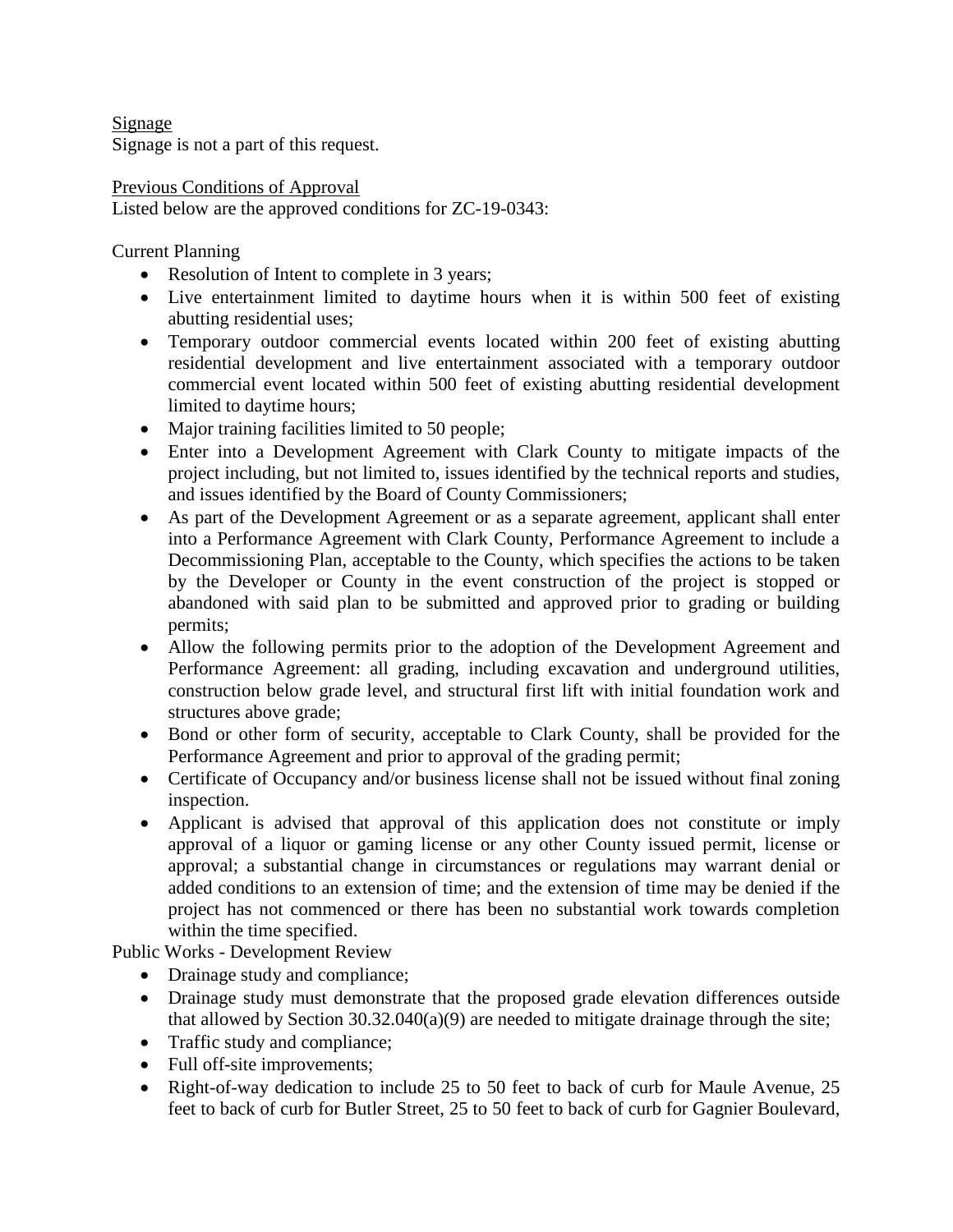Signage

Signage is not a part of this request.

Previous Conditions of Approval

Listed below are the approved conditions for ZC-19-0343:

Current Planning

- Resolution of Intent to complete in 3 years;
- Live entertainment limited to daytime hours when it is within 500 feet of existing abutting residential uses;
- Temporary outdoor commercial events located within 200 feet of existing abutting residential development and live entertainment associated with a temporary outdoor commercial event located within 500 feet of existing abutting residential development limited to daytime hours;
- Major training facilities limited to 50 people;
- Enter into a Development Agreement with Clark County to mitigate impacts of the project including, but not limited to, issues identified by the technical reports and studies, and issues identified by the Board of County Commissioners;
- As part of the Development Agreement or as a separate agreement, applicant shall enter into a Performance Agreement with Clark County, Performance Agreement to include a Decommissioning Plan, acceptable to the County, which specifies the actions to be taken by the Developer or County in the event construction of the project is stopped or abandoned with said plan to be submitted and approved prior to grading or building permits;
- Allow the following permits prior to the adoption of the Development Agreement and Performance Agreement: all grading, including excavation and underground utilities, construction below grade level, and structural first lift with initial foundation work and structures above grade;
- Bond or other form of security, acceptable to Clark County, shall be provided for the Performance Agreement and prior to approval of the grading permit;
- Certificate of Occupancy and/or business license shall not be issued without final zoning inspection.
- Applicant is advised that approval of this application does not constitute or imply approval of a liquor or gaming license or any other County issued permit, license or approval; a substantial change in circumstances or regulations may warrant denial or added conditions to an extension of time; and the extension of time may be denied if the project has not commenced or there has been no substantial work towards completion within the time specified.

Public Works - Development Review

- Drainage study and compliance;
- Drainage study must demonstrate that the proposed grade elevation differences outside that allowed by Section 30.32.040(a)(9) are needed to mitigate drainage through the site;
- Traffic study and compliance;
- Full off-site improvements;
- Right-of-way dedication to include 25 to 50 feet to back of curb for Maule Avenue, 25 feet to back of curb for Butler Street, 25 to 50 feet to back of curb for Gagnier Boulevard,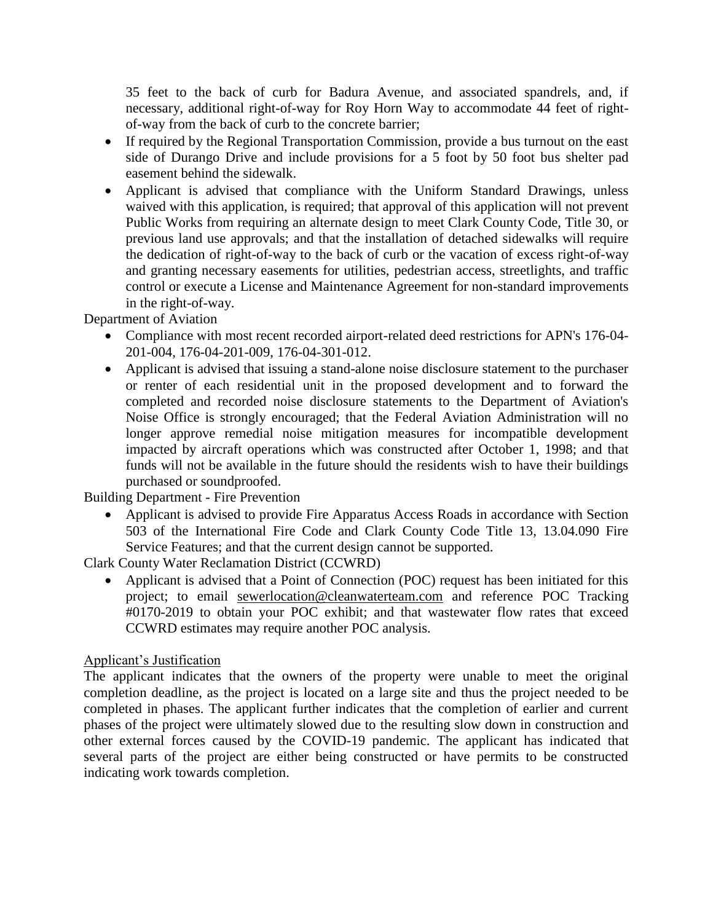35 feet to the back of curb for Badura Avenue, and associated spandrels, and, if necessary, additional right-of-way for Roy Horn Way to accommodate 44 feet of right-of-way from the back of curb to the concrete barrier;

- If required by the Regional Transportation Commission, provide a bus turnout on the east side of Durango Drive and include provisions for a 5 foot by 50 foot bus shelter pad easement behind the sidewalk.
- Applicant is advised that compliance with the Uniform Standard Drawings, unless waived with this application, is required; that approval of this application will not prevent Public Works from requiring an alternate design to meet Clark County Code, Title 30, or previous land use approvals; and that the installation of detached sidewalks will require the dedication of right-of-way to the back of curb or the vacation of excess right-of-way and granting necessary easements for utilities, pedestrian access, streetlights, and traffic control or execute a License and Maintenance Agreement for non-standard improvements in the right-of-way.

Department of Aviation

- Compliance with most recent recorded airport-related deed restrictions for APN's 176-04-201-004, 176-04-201-009, 176-04-301-012.
- Applicant is advised that issuing a stand-alone noise disclosure statement to the purchaser or renter of each residential unit in the proposed development and to forward the completed and recorded noise disclosure statements to the Department of Aviation's Noise Office is strongly encouraged; that the Federal Aviation Administration will no longer approve remedial noise mitigation measures for incompatible development impacted by aircraft operations which was constructed after October 1, 1998; and that funds will not be available in the future should the residents wish to have their buildings purchased or soundproofed.

Building Department - Fire Prevention

- Applicant is advised to provide Fire Apparatus Access Roads in accordance with Section 503 of the International Fire Code and Clark County Code Title 13, 13.04.090 Fire Service Features; and that the current design cannot be supported.

Clark County Water Reclamation District (CCWRD)

- Applicant is advised that a Point of Connection (POC) request has been initiated for this project; to email sewerlocation@cleanwaterteam.com and reference POC Tracking #0170-2019 to obtain your POC exhibit; and that wastewater flow rates that exceed CCWRD estimates may require another POC analysis.

Applicant's Justification

The applicant indicates that the owners of the property were unable to meet the original completion deadline, as the project is located on a large site and thus the project needed to be completed in phases. The applicant further indicates that the completion of earlier and current phases of the project were ultimately slowed due to the resulting slow down in construction and other external forces caused by the COVID-19 pandemic. The applicant has indicated that several parts of the project are either being constructed or have permits to be constructed indicating work towards completion.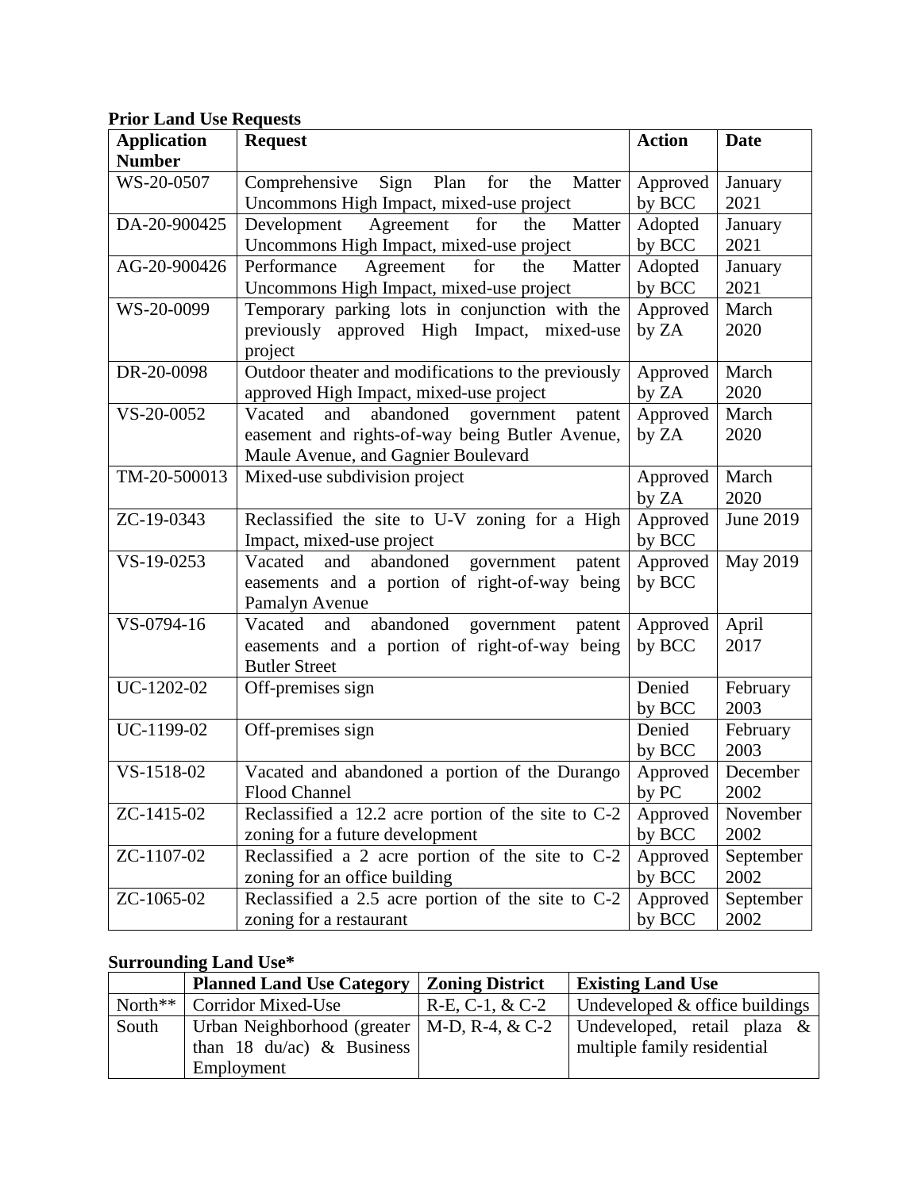**Prior Land Use Requests**

| Application Number | Request | Action | Date |
|---|---|---|---|
| WS-20-0507 | Comprehensive Sign Plan for the Matter Uncommons High Impact, mixed-use project | Approved by BCC | January 2021 |
| DA-20-900425 | Development Agreement for the Matter Uncommons High Impact, mixed-use project | Adopted by BCC | January 2021 |
| AG-20-900426 | Performance Agreement for the Matter Uncommons High Impact, mixed-use project | Adopted by BCC | January 2021 |
| WS-20-0099 | Temporary parking lots in conjunction with the previously approved High Impact, mixed-use project | Approved by ZA | March 2020 |
| DR-20-0098 | Outdoor theater and modifications to the previously approved High Impact, mixed-use project | Approved by ZA | March 2020 |
| VS-20-0052 | Vacated and abandoned government patent easement and rights-of-way being Butler Avenue, Maule Avenue, and Gagnier Boulevard | Approved by ZA | March 2020 |
| TM-20-500013 | Mixed-use subdivision project | Approved by ZA | March 2020 |
| ZC-19-0343 | Reclassified the site to U-V zoning for a High Impact, mixed-use project | Approved by BCC | June 2019 |
| VS-19-0253 | Vacated and abandoned government patent easements and a portion of right-of-way being Pamalyn Avenue | Approved by BCC | May 2019 |
| VS-0794-16 | Vacated and abandoned government patent easements and a portion of right-of-way being Butler Street | Approved by BCC | April 2017 |
| UC-1202-02 | Off-premises sign | Denied by BCC | February 2003 |
| UC-1199-02 | Off-premises sign | Denied by BCC | February 2003 |
| VS-1518-02 | Vacated and abandoned a portion of the Durango Flood Channel | Approved by PC | December 2002 |
| ZC-1415-02 | Reclassified a 12.2 acre portion of the site to C-2 zoning for a future development | Approved by BCC | November 2002 |
| ZC-1107-02 | Reclassified a 2 acre portion of the site to C-2 zoning for an office building | Approved by BCC | September 2002 |
| ZC-1065-02 | Reclassified a 2.5 acre portion of the site to C-2 zoning for a restaurant | Approved by BCC | September 2002 |

**Surrounding Land Use***

| | Planned Land Use Category | Zoning District | Existing Land Use |
|---|---|---|---|
| North** | Corridor Mixed-Use | R-E, C-1, & C-2 | Undeveloped & office buildings |
| South | Urban Neighborhood (greater than 18 du/ac) & Business Employment | M-D, R-4, & C-2 | Undeveloped, retail plaza & multiple family residential |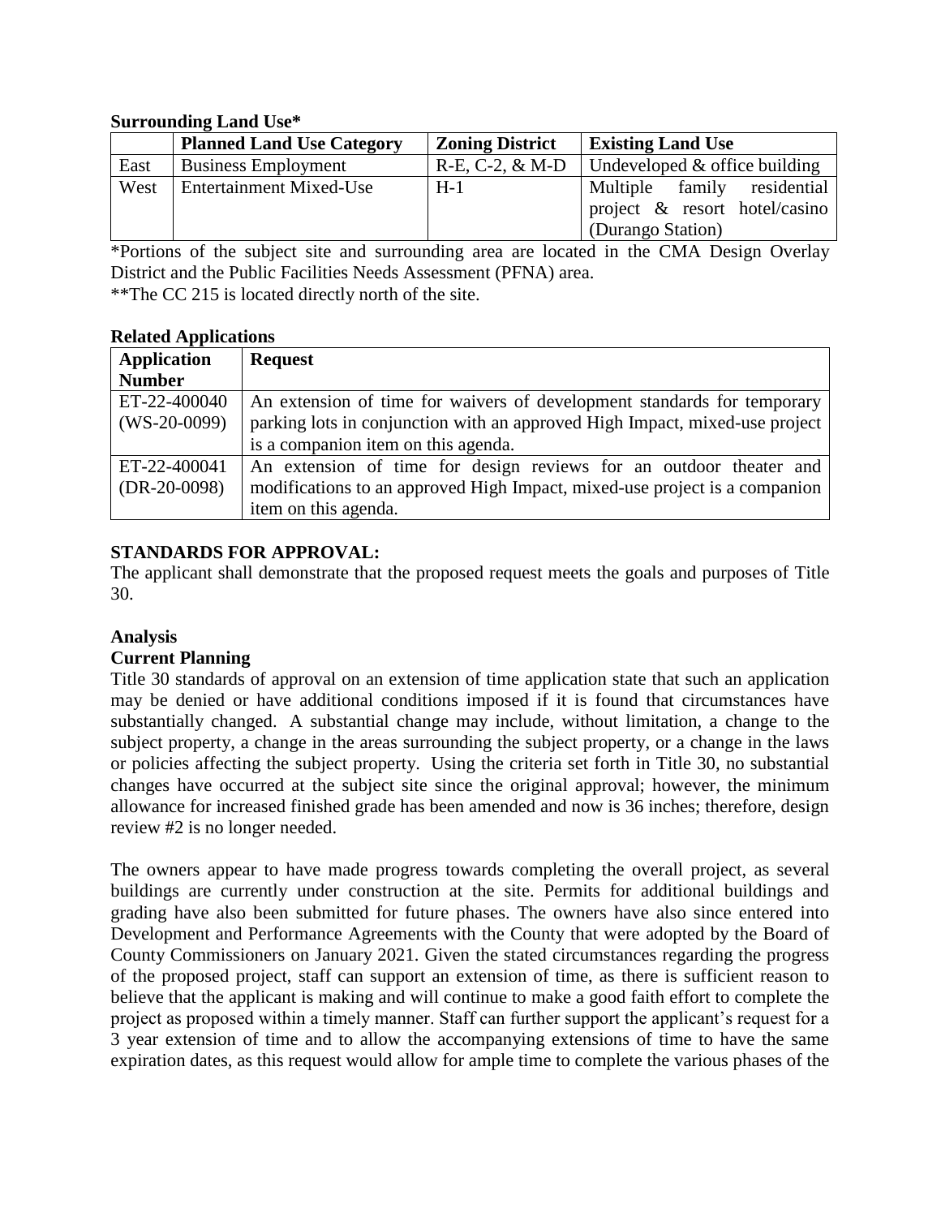**Surrounding Land Use***

| | Planned Land Use Category | Zoning District | Existing Land Use |
|---|---|---|---|
| East | Business Employment | R-E, C-2, & M-D | Undeveloped & office building |
| West | Entertainment Mixed-Use | H-1 | Multiple family residential project & resort hotel/casino (Durango Station) |

*Portions of the subject site and surrounding area are located in the CMA Design Overlay District and the Public Facilities Needs Assessment (PFNA) area.

**The CC 215 is located directly north of the site.

**Related Applications**

| Application Number | Request |
|---|---|
| ET-22-400040 (WS-20-0099) | An extension of time for waivers of development standards for temporary parking lots in conjunction with an approved High Impact, mixed-use project is a companion item on this agenda. |
| ET-22-400041 (DR-20-0098) | An extension of time for design reviews for an outdoor theater and modifications to an approved High Impact, mixed-use project is a companion item on this agenda. |

**STANDARDS FOR APPROVAL:**

The applicant shall demonstrate that the proposed request meets the goals and purposes of Title 30.

**Analysis**

**Current Planning**

Title 30 standards of approval on an extension of time application state that such an application may be denied or have additional conditions imposed if it is found that circumstances have substantially changed. A substantial change may include, without limitation, a change to the subject property, a change in the areas surrounding the subject property, or a change in the laws or policies affecting the subject property. Using the criteria set forth in Title 30, no substantial changes have occurred at the subject site since the original approval; however, the minimum allowance for increased finished grade has been amended and now is 36 inches; therefore, design review #2 is no longer needed.

The owners appear to have made progress towards completing the overall project, as several buildings are currently under construction at the site. Permits for additional buildings and grading have also been submitted for future phases. The owners have also since entered into Development and Performance Agreements with the County that were adopted by the Board of County Commissioners on January 2021. Given the stated circumstances regarding the progress of the proposed project, staff can support an extension of time, as there is sufficient reason to believe that the applicant is making and will continue to make a good faith effort to complete the project as proposed within a timely manner. Staff can further support the applicant's request for a 3 year extension of time and to allow the accompanying extensions of time to have the same expiration dates, as this request would allow for ample time to complete the various phases of the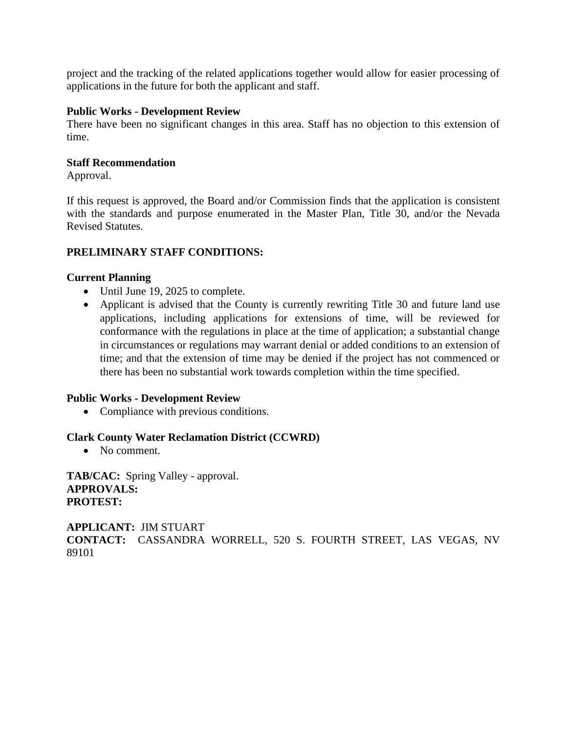project and the tracking of the related applications together would allow for easier processing of applications in the future for both the applicant and staff.

**Public Works - Development Review**
There have been no significant changes in this area. Staff has no objection to this extension of time.

**Staff Recommendation**
Approval.

If this request is approved, the Board and/or Commission finds that the application is consistent with the standards and purpose enumerated in the Master Plan, Title 30, and/or the Nevada Revised Statutes.

**PRELIMINARY STAFF CONDITIONS:**

**Current Planning**

- Until June 19, 2025 to complete.
- Applicant is advised that the County is currently rewriting Title 30 and future land use applications, including applications for extensions of time, will be reviewed for conformance with the regulations in place at the time of application; a substantial change in circumstances or regulations may warrant denial or added conditions to an extension of time; and that the extension of time may be denied if the project has not commenced or there has been no substantial work towards completion within the time specified.

**Public Works - Development Review**

- Compliance with previous conditions.

**Clark County Water Reclamation District (CCWRD)**

- No comment.

**TAB/CAC:** Spring Valley - approval.
**APPROVALS:**
**PROTEST:**

**APPLICANT:** JIM STUART
**CONTACT:** CASSANDRA WORRELL, 520 S. FOURTH STREET, LAS VEGAS, NV 89101